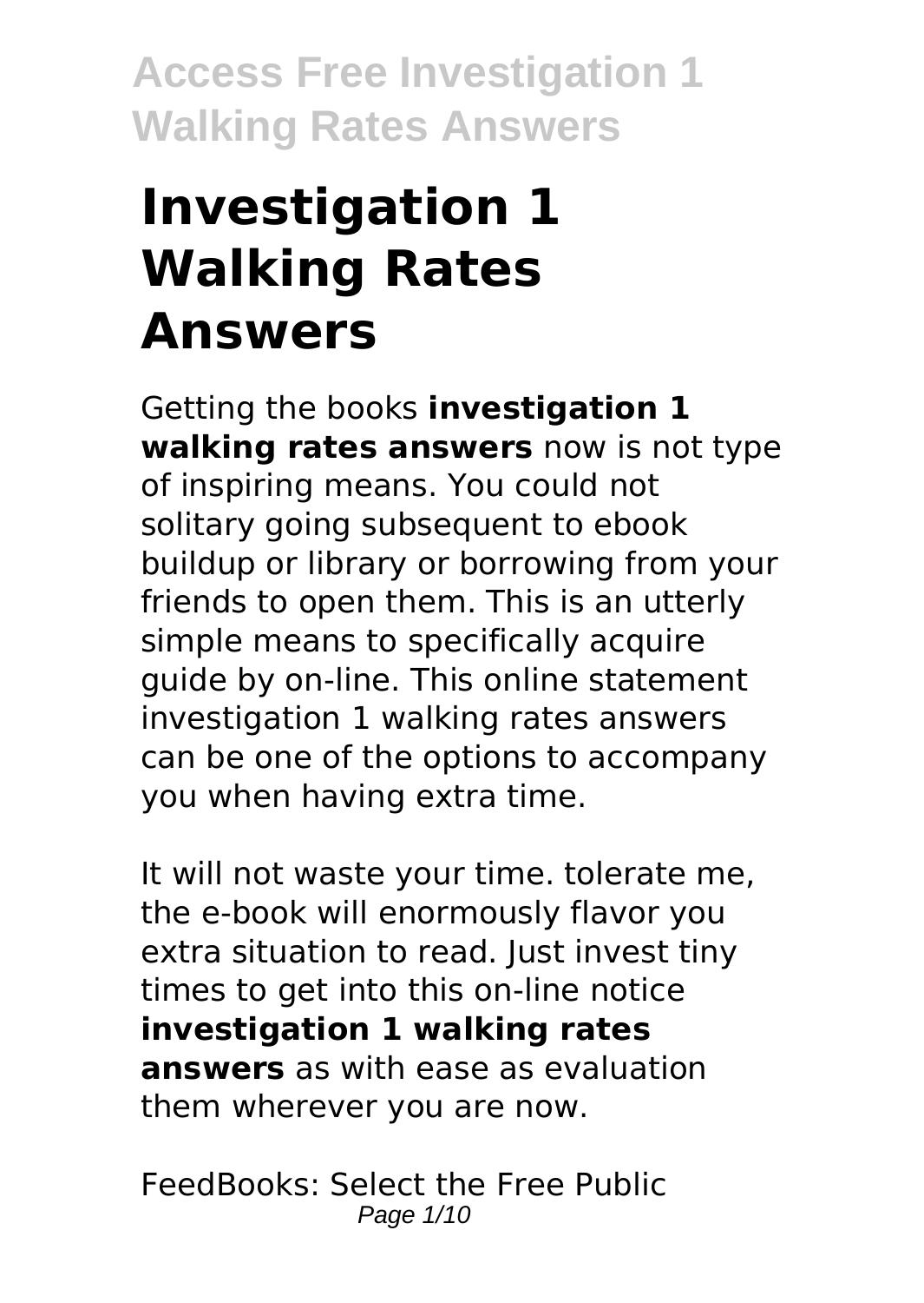# Investigation 1 Walking Rates Answers

Getting the books **investigation 1 walking rates answers** now is not type of inspiring means. You could not solitary going subsequent to ebook buildup or library or borrowing from your friends to open them. This is an utterly simple means to specifically acquire guide by on-line. This online statement investigation 1 walking rates answers can be one of the options to accompany you when having extra time.

It will not waste your time. tolerate me, the e-book will enormously flavor you extra situation to read. Just invest tiny times to get into this on-line notice **investigation 1 walking rates answers** as with ease as evaluation them wherever you are now.

FeedBooks: Select the Free Public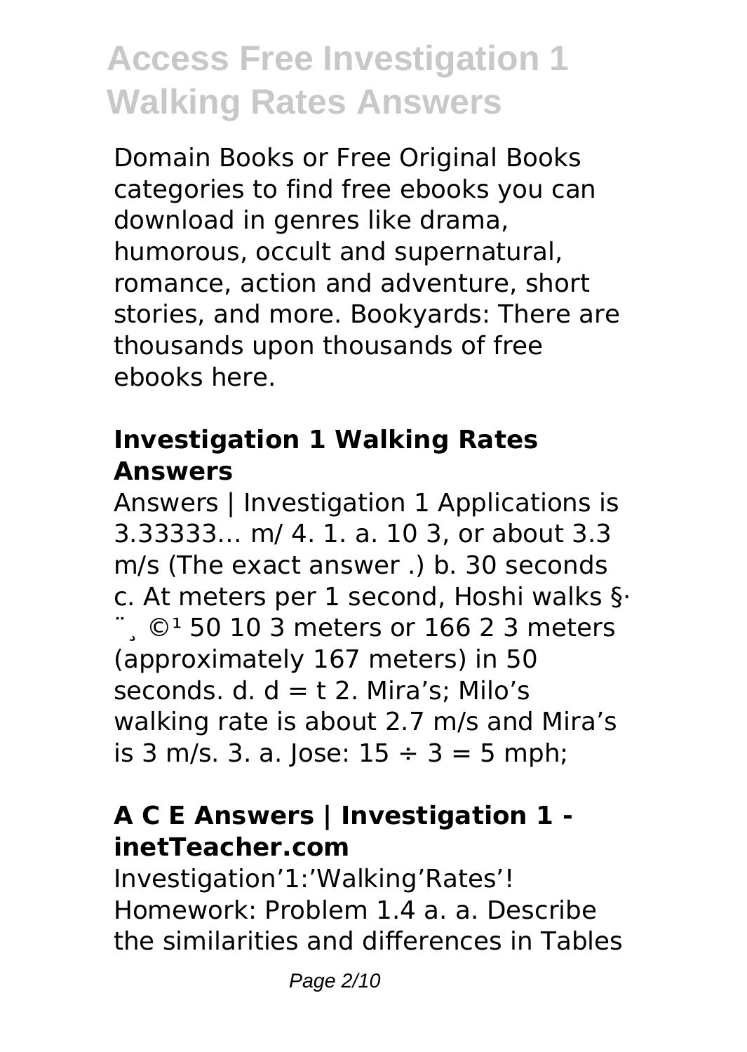Domain Books or Free Original Books categories to find free ebooks you can download in genres like drama, humorous, occult and supernatural, romance, action and adventure, short stories, and more. Bookyards: There are thousands upon thousands of free ebooks here.

### Investigation 1 Walking Rates Answers

Answers | Investigation 1 Applications is 3.33333… m/ 4. 1. a. 10 3, or about 3.3 m/s (The exact answer .) b. 30 seconds c. At meters per 1 second, Hoshi walks §· ¨¸ ©¹ 50 10 3 meters or 166 2 3 meters (approximately 167 meters) in 50 seconds. d. d = t 2. Mira's; Milo's walking rate is about 2.7 m/s and Mira's is 3 m/s. 3. a. Jose: 15 ÷ 3 = 5 mph;

### A C E Answers | Investigation 1 - inetTeacher.com

Investigation'1:'Walking'Rates'! Homework: Problem 1.4 a. a. Describe the similarities and differences in Tables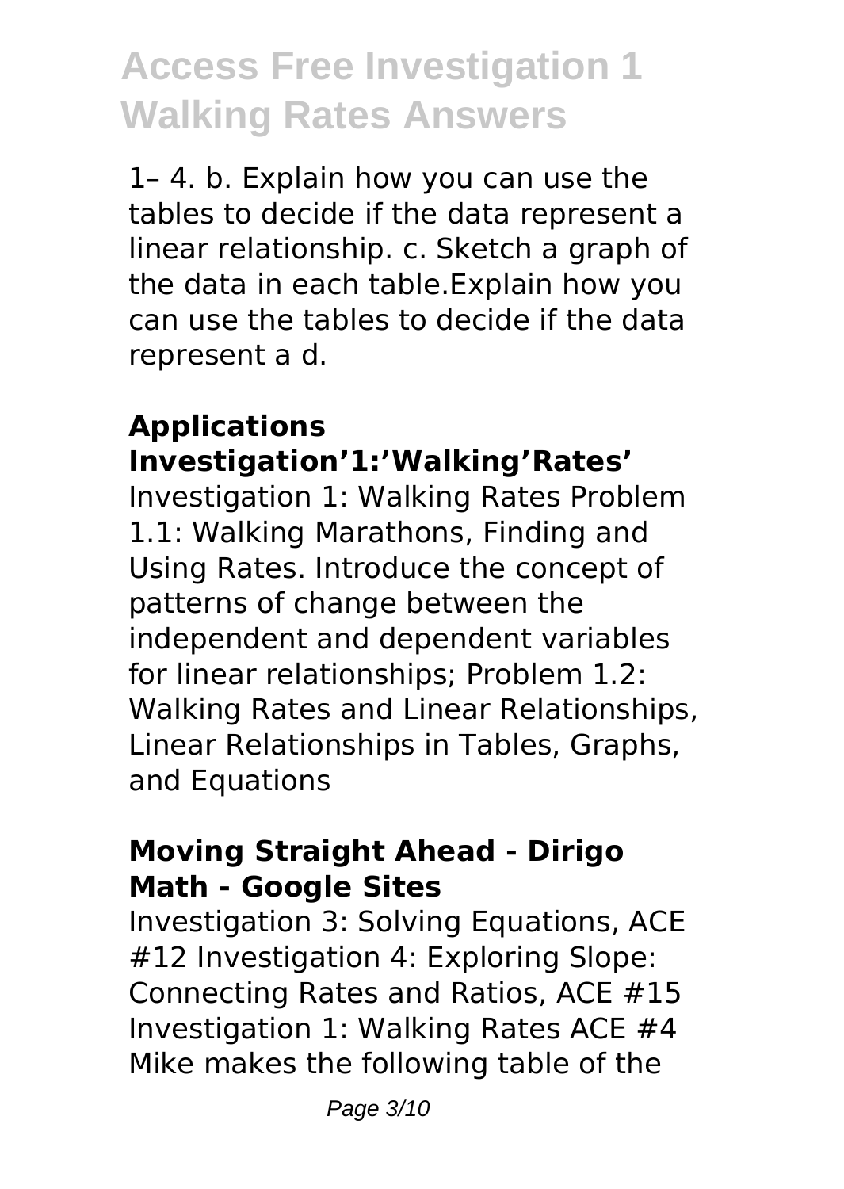1– 4. b. Explain how you can use the tables to decide if the data represent a linear relationship. c. Sketch a graph of the data in each table.Explain how you can use the tables to decide if the data represent a d.

## Applications Investigation’1:’Walking’Rates’

Investigation 1: Walking Rates Problem 1.1: Walking Marathons, Finding and Using Rates. Introduce the concept of patterns of change between the independent and dependent variables for linear relationships; Problem 1.2: Walking Rates and Linear Relationships, Linear Relationships in Tables, Graphs, and Equations

## Moving Straight Ahead - Dirigo Math - Google Sites

Investigation 3: Solving Equations, ACE #12 Investigation 4: Exploring Slope: Connecting Rates and Ratios, ACE #15 Investigation 1: Walking Rates ACE #4 Mike makes the following table of the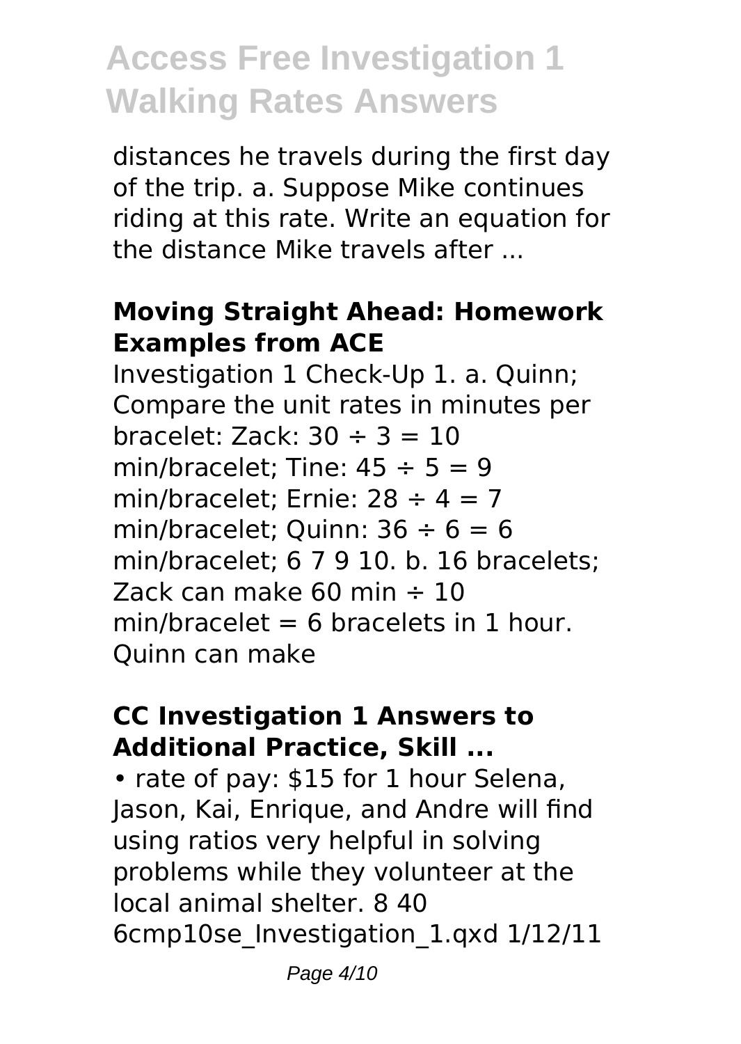distances he travels during the first day of the trip. a. Suppose Mike continues riding at this rate. Write an equation for the distance Mike travels after ...

### Moving Straight Ahead: Homework Examples from ACE

Investigation 1 Check-Up 1. a. Quinn; Compare the unit rates in minutes per bracelet: Zack: $30 \div 3 = 10$ min/bracelet; Tine: $45 \div 5 = 9$ min/bracelet; Ernie: $28 \div 4 = 7$ min/bracelet; Quinn: $36 \div 6 = 6$ min/bracelet; 6 7 9 10. b. 16 bracelets; Zack can make 60 min $\div$ 10 min/bracelet = 6 bracelets in 1 hour. Quinn can make

### CC Investigation 1 Answers to Additional Practice, Skill ...

• rate of pay: $15 for 1 hour Selena, Jason, Kai, Enrique, and Andre will find using ratios very helpful in solving problems while they volunteer at the local animal shelter. 8 40 6cmp10se_Investigation_1.qxd 1/12/11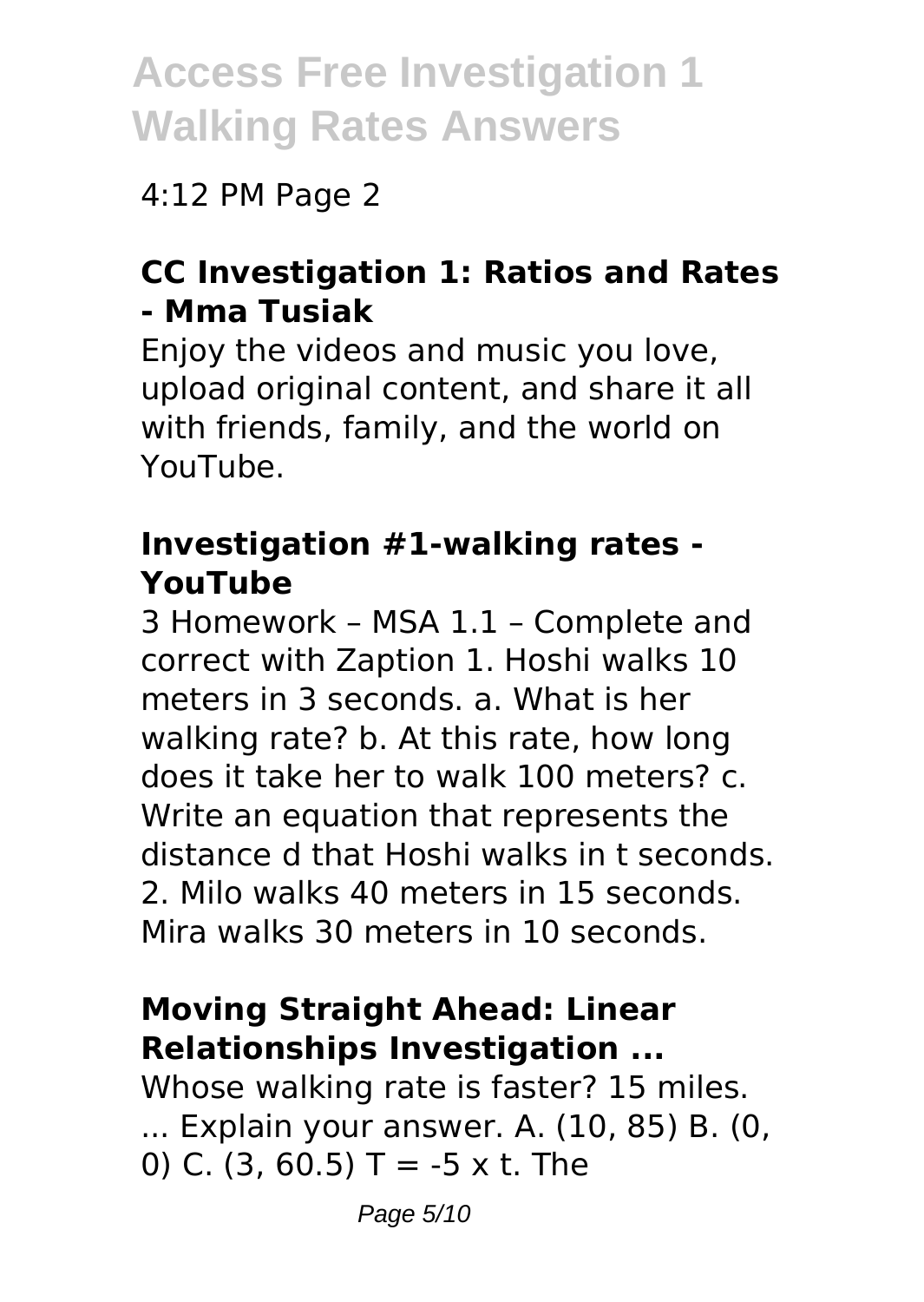4:12 PM Page 2

### CC Investigation 1: Ratios and Rates - Mma Tusiak

Enjoy the videos and music you love, upload original content, and share it all with friends, family, and the world on YouTube.

### Investigation #1-walking rates - YouTube

3 Homework – MSA 1.1 – Complete and correct with Zaption 1. Hoshi walks 10 meters in 3 seconds. a. What is her walking rate? b. At this rate, how long does it take her to walk 100 meters? c. Write an equation that represents the distance $d$ that Hoshi walks in $t$ seconds. 2. Milo walks 40 meters in 15 seconds. Mira walks 30 meters in 10 seconds.

### Moving Straight Ahead: Linear Relationships Investigation ...

Whose walking rate is faster? 15 miles. ... Explain your answer. A. (10, 85) B. (0, 0) C. (3, 60.5) $T = -5 \times t$. The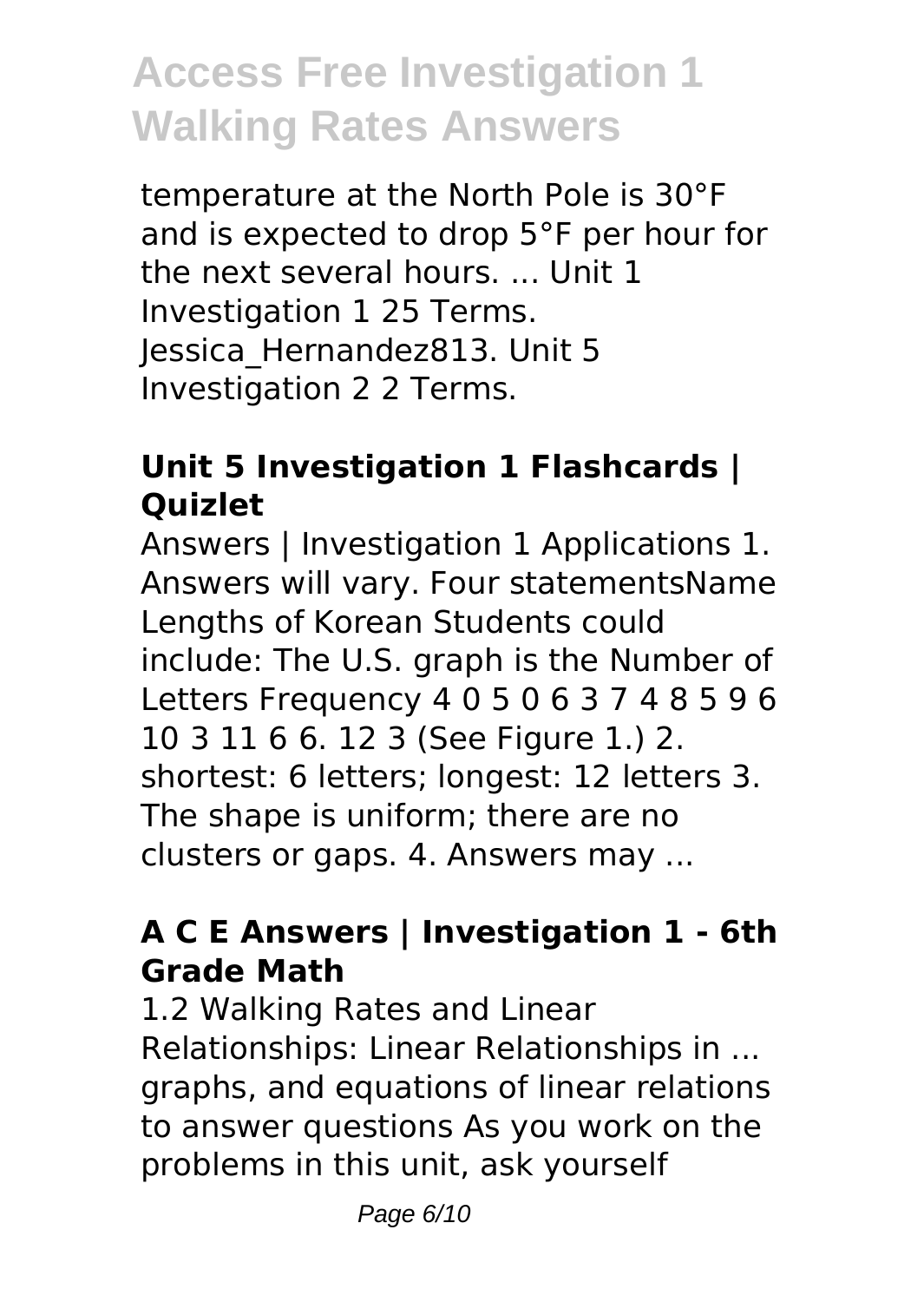temperature at the North Pole is 30°F and is expected to drop 5°F per hour for the next several hours. ... Unit 1 Investigation 1 25 Terms. Jessica_Hernandez813. Unit 5 Investigation 2 2 Terms.

### **Unit 5 Investigation 1 Flashcards | Quizlet**

Answers | Investigation 1 Applications 1. Answers will vary. Four statementsName Lengths of Korean Students could include: The U.S. graph is the Number of Letters Frequency 4 0 5 0 6 3 7 4 8 5 9 6 10 3 11 6 6. 12 3 (See Figure 1.) 2. shortest: 6 letters; longest: 12 letters 3. The shape is uniform; there are no clusters or gaps. 4. Answers may ...

### **A C E Answers | Investigation 1 - 6th Grade Math**

1.2 Walking Rates and Linear Relationships: Linear Relationships in ... graphs, and equations of linear relations to answer questions As you work on the problems in this unit, ask yourself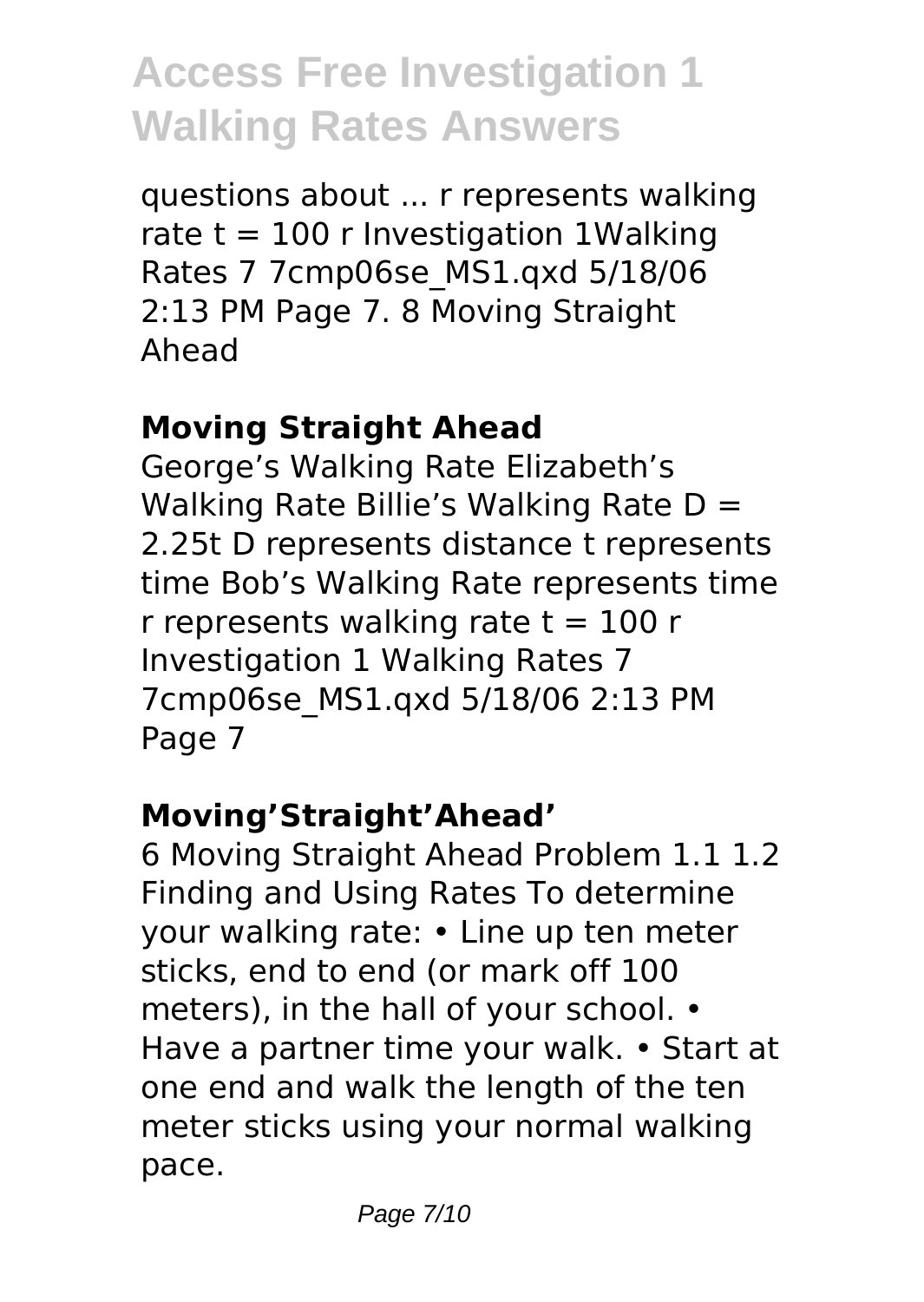questions about ... r represents walking rate $t = 100\ r$ Investigation 1Walking Rates 7 7cmp06se_MS1.qxd 5/18/06 2:13 PM Page 7. 8 Moving Straight Ahead

## Moving Straight Ahead

George's Walking Rate Elizabeth's Walking Rate Billie's Walking Rate $D = 2.25t$ D represents distance t represents time Bob's Walking Rate represents time r represents walking rate $t = 100\ r$ Investigation 1 Walking Rates 7 7cmp06se_MS1.qxd 5/18/06 2:13 PM Page 7

## Moving'Straight'Ahead'

6 Moving Straight Ahead Problem 1.1 1.2 Finding and Using Rates To determine your walking rate: • Line up ten meter sticks, end to end (or mark off 100 meters), in the hall of your school. • Have a partner time your walk. • Start at one end and walk the length of the ten meter sticks using your normal walking pace.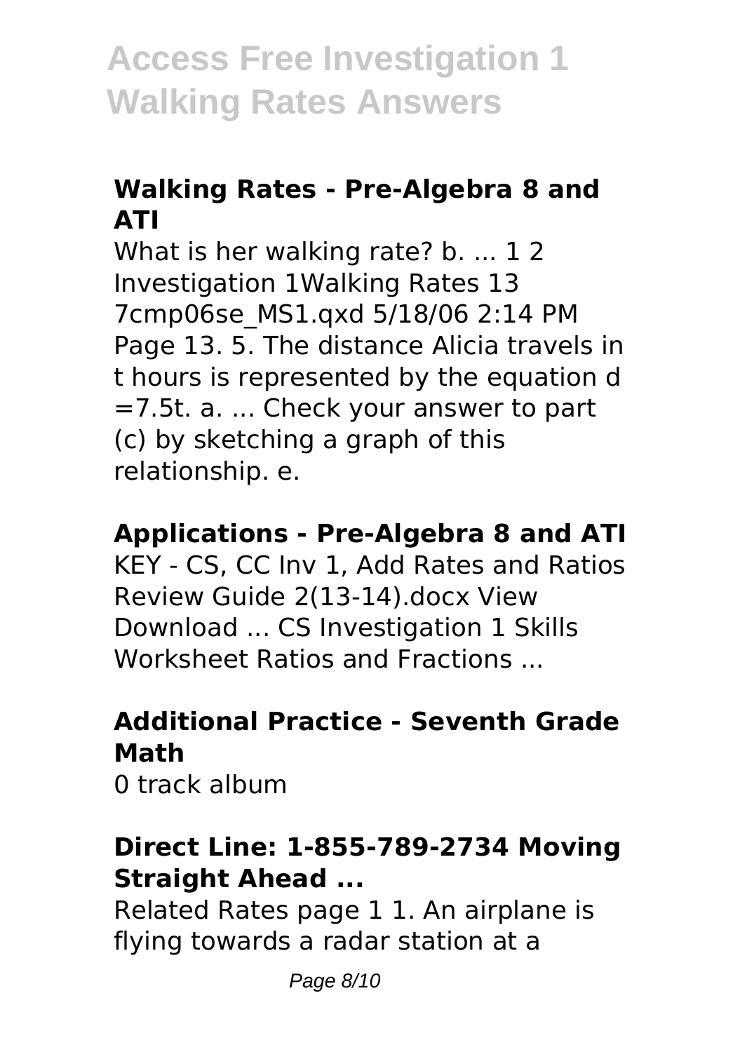### Walking Rates - Pre-Algebra 8 and ATI

What is her walking rate? b. ... 1 2 Investigation 1Walking Rates 13 7cmp06se_MS1.qxd 5/18/06 2:14 PM Page 13. 5. The distance Alicia travels in t hours is represented by the equation d =7.5t. a. ... Check your answer to part (c) by sketching a graph of this relationship. e.

### Applications - Pre-Algebra 8 and ATI

KEY - CS, CC Inv 1, Add Rates and Ratios Review Guide 2(13-14).docx View Download ... CS Investigation 1 Skills Worksheet Ratios and Fractions ...

### Additional Practice - Seventh Grade Math

0 track album

### Direct Line: 1-855-789-2734 Moving Straight Ahead ...

Related Rates page 1 1. An airplane is flying towards a radar station at a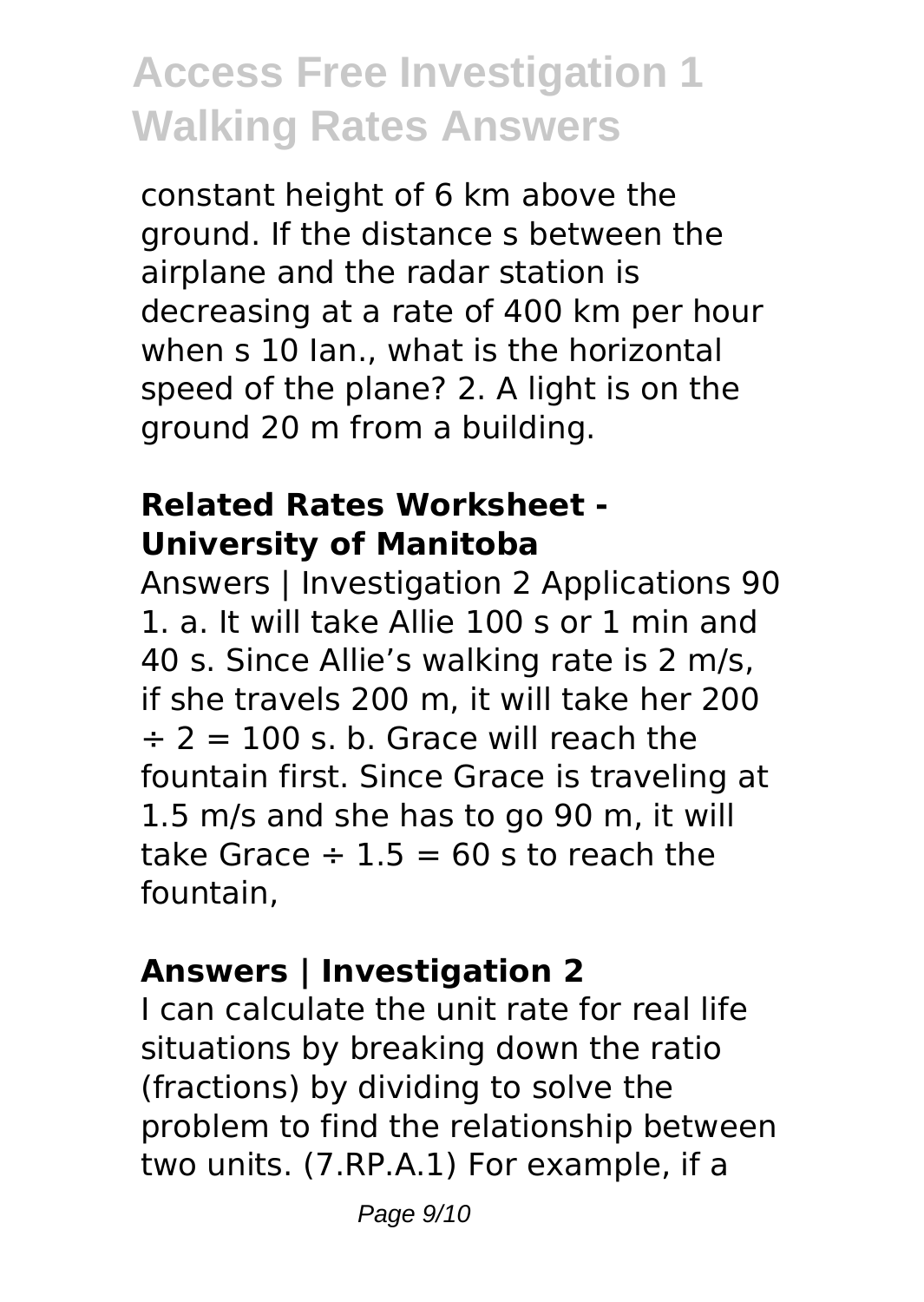constant height of 6 km above the ground. If the distance s between the airplane and the radar station is decreasing at a rate of 400 km per hour when s 10 Ian., what is the horizontal speed of the plane? 2. A light is on the ground 20 m from a building.

### Related Rates Worksheet - University of Manitoba

Answers | Investigation 2 Applications 90 1. a. It will take Allie 100 s or 1 min and 40 s. Since Allie's walking rate is 2 m/s, if she travels 200 m, it will take her 200 ÷ 2 = 100 s. b. Grace will reach the fountain first. Since Grace is traveling at 1.5 m/s and she has to go 90 m, it will take Grace ÷ 1.5 = 60 s to reach the fountain,

### Answers | Investigation 2

I can calculate the unit rate for real life situations by breaking down the ratio (fractions) by dividing to solve the problem to find the relationship between two units. (7.RP.A.1) For example, if a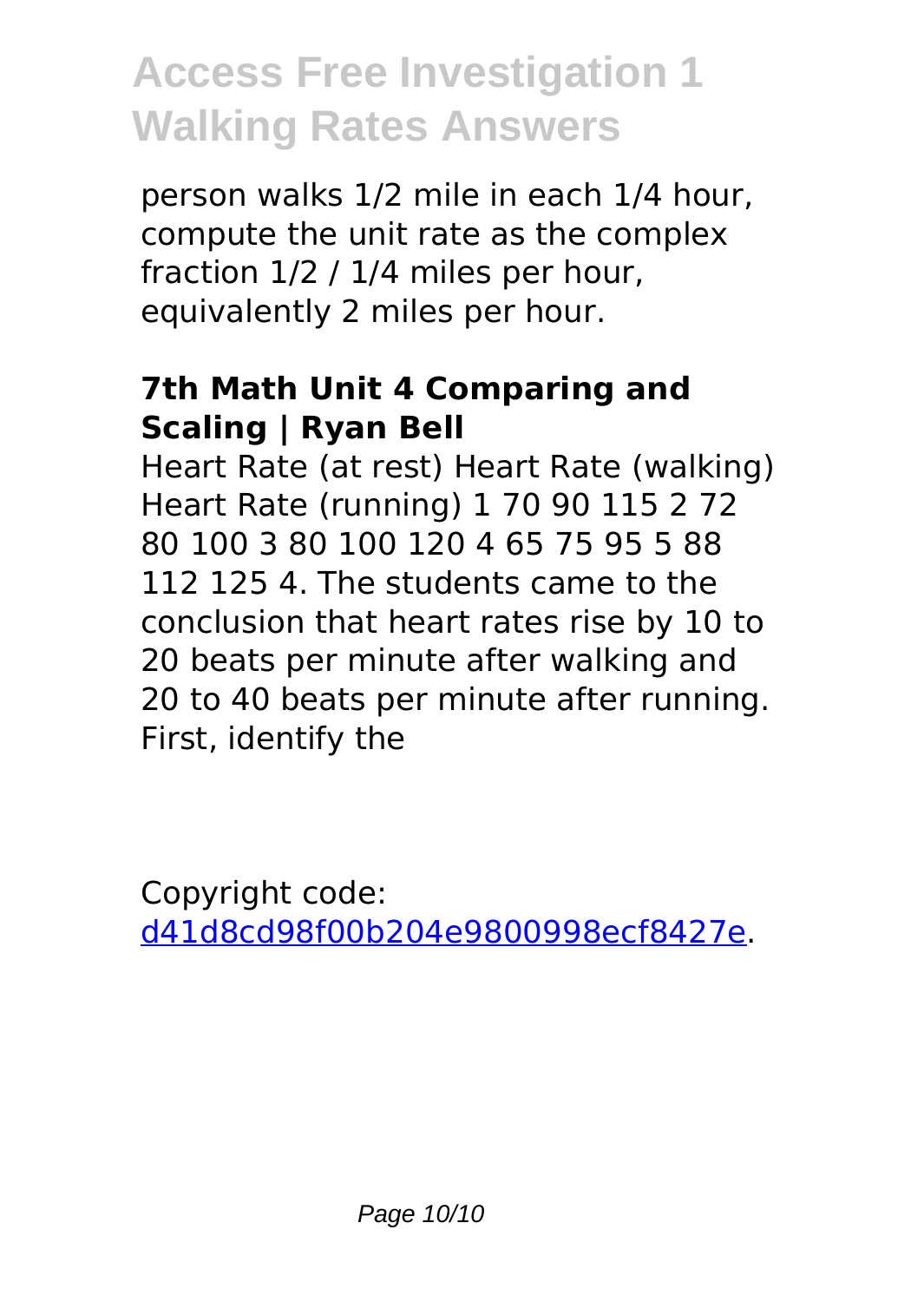person walks 1/2 mile in each 1/4 hour, compute the unit rate as the complex fraction 1/2 / 1/4 miles per hour, equivalently 2 miles per hour.

### 7th Math Unit 4 Comparing and Scaling | Ryan Bell

Heart Rate (at rest) Heart Rate (walking) Heart Rate (running) 1 70 90 115 2 72 80 100 3 80 100 120 4 65 75 95 5 88 112 125 4. The students came to the conclusion that heart rates rise by 10 to 20 beats per minute after walking and 20 to 40 beats per minute after running. First, identify the

Copyright code: [d41d8cd98f00b204e9800998ecf8427e](d41d8cd98f00b204e9800998ecf8427e).